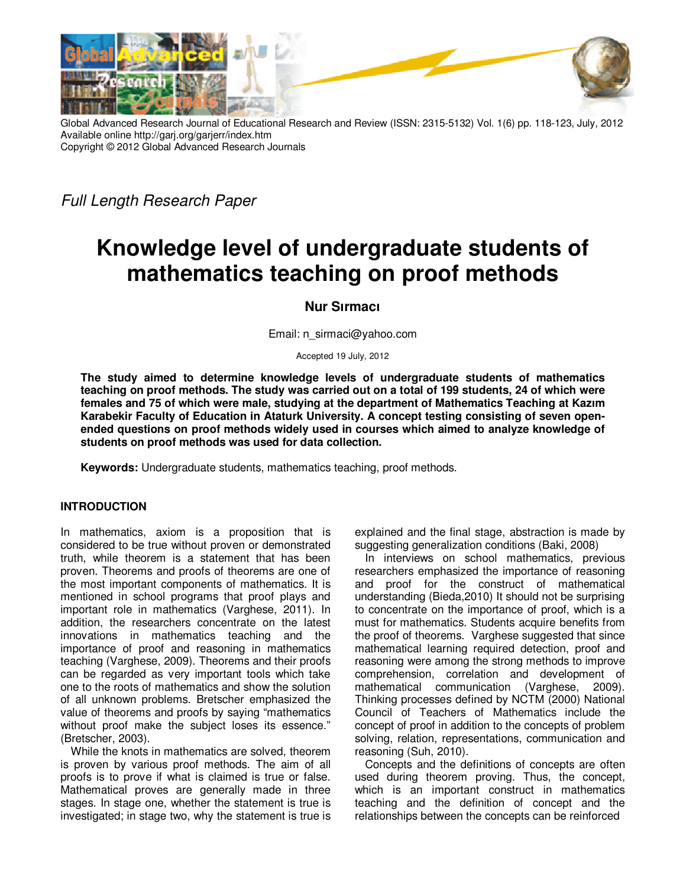Global Advanced Research Journal of Educational Research and Review (ISSN: 2315-5132) Vol. 1(6) pp. 118-123, July, 2012
Available online http://garj.org/garjerr/index.htm
Copyright © 2012 Global Advanced Research Journals

*Full Length Research Paper*

# Knowledge level of undergraduate students of mathematics teaching on proof methods

**Nur Sırmacı**

Email: n_sirmaci@yahoo.com

Accepted 19 July, 2012

**The study aimed to determine knowledge levels of undergraduate students of mathematics teaching on proof methods. The study was carried out on a total of 199 students, 24 of which were females and 75 of which were male, studying at the department of Mathematics Teaching at Kazım Karabekir Faculty of Education in Ataturk University. A concept testing consisting of seven open-ended questions on proof methods widely used in courses which aimed to analyze knowledge of students on proof methods was used for data collection.**

**Keywords:** Undergraduate students, mathematics teaching, proof methods.

## INTRODUCTION

In mathematics, axiom is a proposition that is considered to be true without proven or demonstrated truth, while theorem is a statement that has been proven. Theorems and proofs of theorems are one of the most important components of mathematics. It is mentioned in school programs that proof plays and important role in mathematics (Varghese, 2011). In addition, the researchers concentrate on the latest innovations in mathematics teaching and the importance of proof and reasoning in mathematics teaching (Varghese, 2009). Theorems and their proofs can be regarded as very important tools which take one to the roots of mathematics and show the solution of all unknown problems. Bretscher emphasized the value of theorems and proofs by saying "mathematics without proof make the subject loses its essence." (Bretscher, 2003).

While the knots in mathematics are solved, theorem is proven by various proof methods. The aim of all proofs is to prove if what is claimed is true or false. Mathematical proves are generally made in three stages. In stage one, whether the statement is true is investigated; in stage two, why the statement is true is explained and the final stage, abstraction is made by suggesting generalization conditions (Baki, 2008)

In interviews on school mathematics, previous researchers emphasized the importance of reasoning and proof for the construct of mathematical understanding (Bieda,2010) It should not be surprising to concentrate on the importance of proof, which is a must for mathematics. Students acquire benefits from the proof of theorems. Varghese suggested that since mathematical learning required detection, proof and reasoning were among the strong methods to improve comprehension, correlation and development of mathematical communication (Varghese, 2009). Thinking processes defined by NCTM (2000) National Council of Teachers of Mathematics include the concept of proof in addition to the concepts of problem solving, relation, representations, communication and reasoning (Suh, 2010).

Concepts and the definitions of concepts are often used during theorem proving. Thus, the concept, which is an important construct in mathematics teaching and the definition of concept and the relationships between the concepts can be reinforced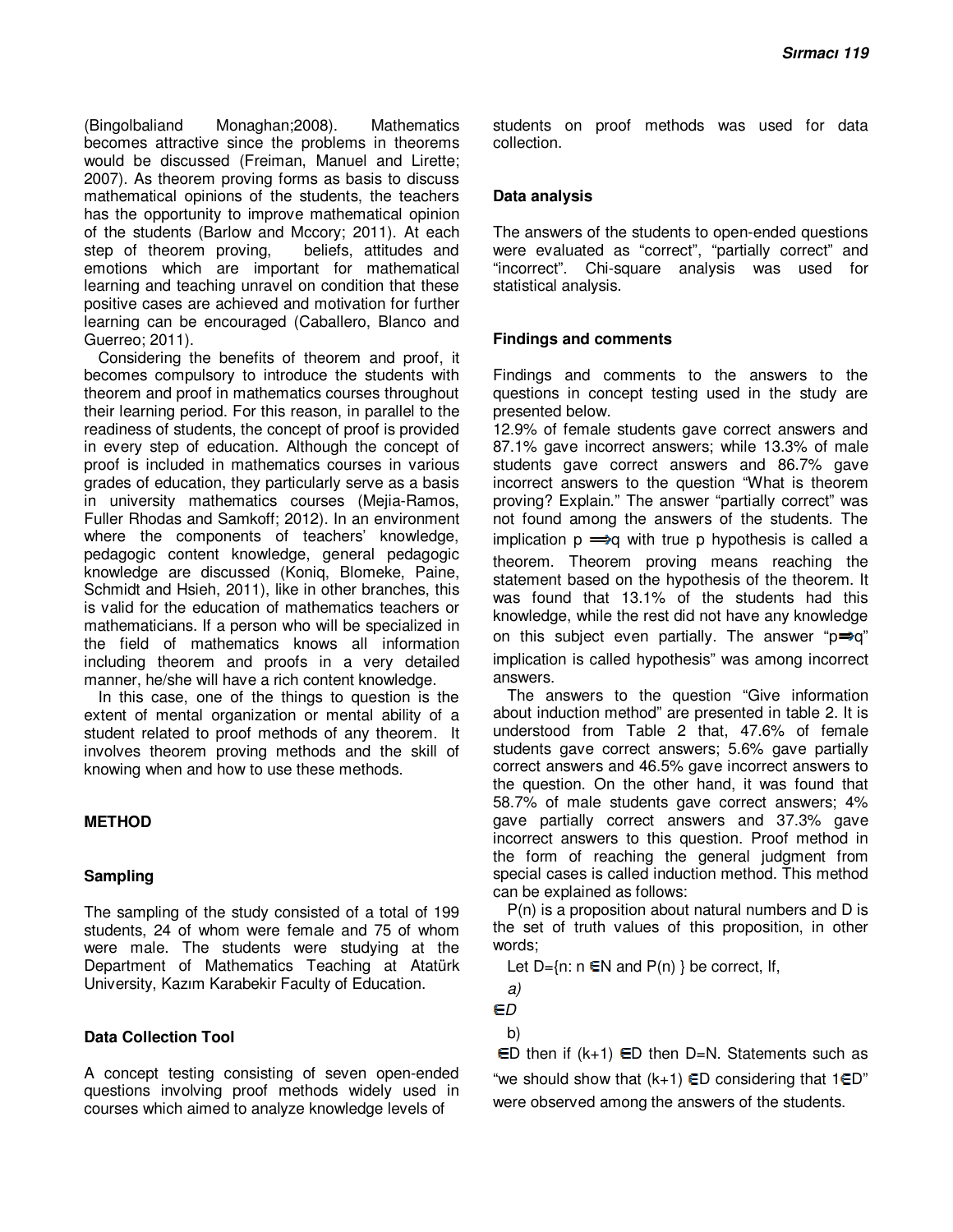(Bingolbaliand Monaghan;2008). Mathematics becomes attractive since the problems in theorems would be discussed (Freiman, Manuel and Lirette; 2007). As theorem proving forms as basis to discuss mathematical opinions of the students, the teachers has the opportunity to improve mathematical opinion of the students (Barlow and Mccory; 2011). At each step of theorem proving, beliefs, attitudes and emotions which are important for mathematical learning and teaching unravel on condition that these positive cases are achieved and motivation for further learning can be encouraged (Caballero, Blanco and Guerreo; 2011).

Considering the benefits of theorem and proof, it becomes compulsory to introduce the students with theorem and proof in mathematics courses throughout their learning period. For this reason, in parallel to the readiness of students, the concept of proof is provided in every step of education. Although the concept of proof is included in mathematics courses in various grades of education, they particularly serve as a basis in university mathematics courses (Mejia-Ramos, Fuller Rhodas and Samkoff; 2012). In an environment where the components of teachers' knowledge, pedagogic content knowledge, general pedagogic knowledge are discussed (Koniq, Blomeke, Paine, Schmidt and Hsieh, 2011), like in other branches, this is valid for the education of mathematics teachers or mathematicians. If a person who will be specialized in the field of mathematics knows all information including theorem and proofs in a very detailed manner, he/she will have a rich content knowledge.

In this case, one of the things to question is the extent of mental organization or mental ability of a student related to proof methods of any theorem. It involves theorem proving methods and the skill of knowing when and how to use these methods.

## METHOD

### Sampling

The sampling of the study consisted of a total of 199 students, 24 of whom were female and 75 of whom were male. The students were studying at the Department of Mathematics Teaching at Atatürk University, Kazım Karabekir Faculty of Education.

### Data Collection Tool

A concept testing consisting of seven open-ended questions involving proof methods widely used in courses which aimed to analyze knowledge levels of students on proof methods was used for data collection.

### Data analysis

The answers of the students to open-ended questions were evaluated as "correct", "partially correct" and "incorrect". Chi-square analysis was used for statistical analysis.

### Findings and comments

Findings and comments to the answers to the questions in concept testing used in the study are presented below.

12.9% of female students gave correct answers and 87.1% gave incorrect answers; while 13.3% of male students gave correct answers and 86.7% gave incorrect answers to the question "What is theorem proving? Explain." The answer "partially correct" was not found among the answers of the students. The implication $p \Rightarrow q$ with true p hypothesis is called a theorem. Theorem proving means reaching the statement based on the hypothesis of the theorem. It was found that 13.1% of the students had this knowledge, while the rest did not have any knowledge on this subject even partially. The answer "$p \Rightarrow q$" implication is called hypothesis" was among incorrect answers.

The answers to the question "Give information about induction method" are presented in table 2. It is understood from Table 2 that, 47.6% of female students gave correct answers; 5.6% gave partially correct answers and 46.5% gave incorrect answers to the question. On the other hand, it was found that 58.7% of male students gave correct answers; 4% gave partially correct answers and 37.3% gave incorrect answers to this question. Proof method in the form of reaching the general judgment from special cases is called induction method. This method can be explained as follows:

P(n) is a proposition about natural numbers and D is the set of truth values of this proposition, in other words;

Let $D=\{n: n \in N$ and $P(n)\}$ be correct, If,

*a)*

$\in D$

b)

$\in D$ then if $(k+1) \in D$ then $D=N$. Statements such as "we should show that $(k+1) \in D$ considering that $1 \in D$" were observed among the answers of the students.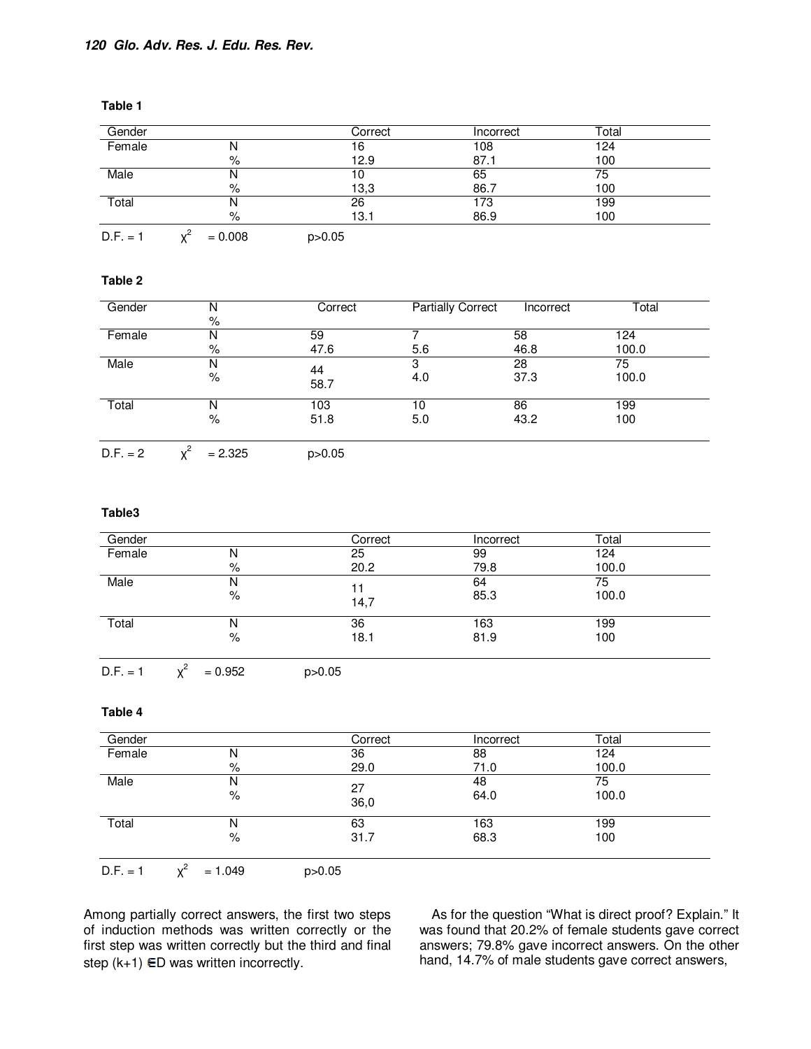**Table 1**

| Gender | | Correct | Incorrect | Total |
|---|---|---|---|---|
| Female | N | 16 | 108 | 124 |
| | % | 12.9 | 87.1 | 100 |
| Male | N | 10 | 65 | 75 |
| | % | 13,3 | 86.7 | 100 |
| Total | N | 26 | 173 | 199 |
| | % | 13.1 | 86.9 | 100 |

D.F. = 1 $\chi^2$ = 0.008 $p>0.05$

**Table 2**

| Gender | N<br>% | Correct | Partially Correct | Incorrect | Total |
|---|---|---|---|---|---|
| Female | N | 59 | 7 | 58 | 124 |
| | % | 47.6 | 5.6 | 46.8 | 100.0 |
| Male | N | 44 | 3 | 28 | 75 |
| | % | 58.7 | 4.0 | 37.3 | 100.0 |
| Total | N | 103 | 10 | 86 | 199 |
| | % | 51.8 | 5.0 | 43.2 | 100 |

D.F. = 2 $\chi^2$ = 2.325 $p>0.05$

**Table3**

| Gender | | Correct | Incorrect | Total |
|---|---|---|---|---|
| Female | N | 25 | 99 | 124 |
| | % | 20.2 | 79.8 | 100.0 |
| Male | N | 11 | 64 | 75 |
| | % | 14,7 | 85.3 | 100.0 |
| Total | N | 36 | 163 | 199 |
| | % | 18.1 | 81.9 | 100 |

D.F. = 1 $\chi^2$ = 0.952 $p>0.05$

**Table 4**

| Gender | | Correct | Incorrect | Total |
|---|---|---|---|---|
| Female | N | 36 | 88 | 124 |
| | % | 29.0 | 71.0 | 100.0 |
| Male | N | 27 | 48 | 75 |
| | % | 36,0 | 64.0 | 100.0 |
| Total | N | 63 | 163 | 199 |
| | % | 31.7 | 68.3 | 100 |

D.F. = 1 $\chi^2$ = 1.049 $p>0.05$

Among partially correct answers, the first two steps of induction methods was written correctly or the first step was written correctly but the third and final step $(k+1) \in D$ was written incorrectly.

As for the question "What is direct proof? Explain." It was found that 20.2% of female students gave correct answers; 79.8% gave incorrect answers. On the other hand, 14.7% of male students gave correct answers,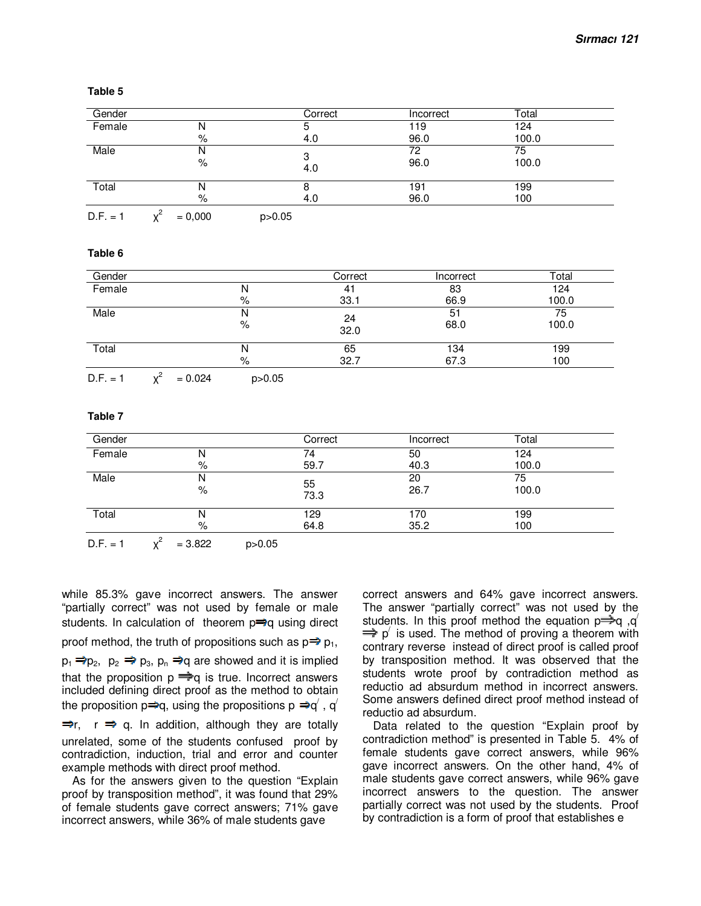**Table 5**

| Gender | | Correct | Incorrect | Total |
|---|---|---|---|---|
| Female | N | 5 | 119 | 124 |
| | % | 4.0 | 96.0 | 100.0 |
| Male | N | 3 | 72 | 75 |
| | % | 4.0 | 96.0 | 100.0 |
| Total | N | 8 | 191 | 199 |
| | % | 4.0 | 96.0 | 100 |

D.F. = 1 $\chi^2$ = 0,000 $p>0.05$

**Table 6**

| Gender | | Correct | Incorrect | Total |
|---|---|---|---|---|
| Female | N | 41 | 83 | 124 |
| | % | 33.1 | 66.9 | 100.0 |
| Male | N | 24 | 51 | 75 |
| | % | 32.0 | 68.0 | 100.0 |
| Total | N | 65 | 134 | 199 |
| | % | 32.7 | 67.3 | 100 |

D.F. = 1 $\chi^2$ = 0.024 $p>0.05$

**Table 7**

| Gender | | Correct | Incorrect | Total |
|---|---|---|---|---|
| Female | N | 74 | 50 | 124 |
| | % | 59.7 | 40.3 | 100.0 |
| Male | N | 55 | 20 | 75 |
| | % | 73.3 | 26.7 | 100.0 |
| Total | N | 129 | 170 | 199 |
| | % | 64.8 | 35.2 | 100 |

D.F. = 1 $\chi^2$ = 3.822 $p>0.05$

while 85.3% gave incorrect answers. The answer "partially correct" was not used by female or male students. In calculation of theorem $p \Rightarrow q$ using direct proof method, the truth of propositions such as $p \Rightarrow p_1$, $p_1 \Rightarrow p_2$, $p_2 \Rightarrow p_3$, $p_n \Rightarrow q$ are showed and it is implied that the proposition $p \Rightarrow q$ is true. Incorrect answers included defining direct proof as the method to obtain the proposition $p \Rightarrow q$, using the propositions $p \Rightarrow q'$ , $q' \Rightarrow r$, $r \Rightarrow q$. In addition, although they are totally unrelated, some of the students confused proof by contradiction, induction, trial and error and counter example methods with direct proof method.

As for the answers given to the question "Explain proof by transposition method", it was found that 29% of female students gave correct answers; 71% gave incorrect answers, while 36% of male students gave correct answers and 64% gave incorrect answers. The answer "partially correct" was not used by the students. In this proof method the equation $p \Rightarrow q$ ,$q' \Rightarrow p'$ is used. The method of proving a theorem with contrary reverse instead of direct proof is called proof by transposition method. It was observed that the students wrote proof by contradiction method as reductio ad absurdum method in incorrect answers. Some answers defined direct proof method instead of reductio ad absurdum.

Data related to the question "Explain proof by contradiction method" is presented in Table 5. 4% of female students gave correct answers, while 96% gave incorrect answers. On the other hand, 4% of male students gave correct answers, while 96% gave incorrect answers to the question. The answer partially correct was not used by the students. Proof by contradiction is a form of proof that establishes e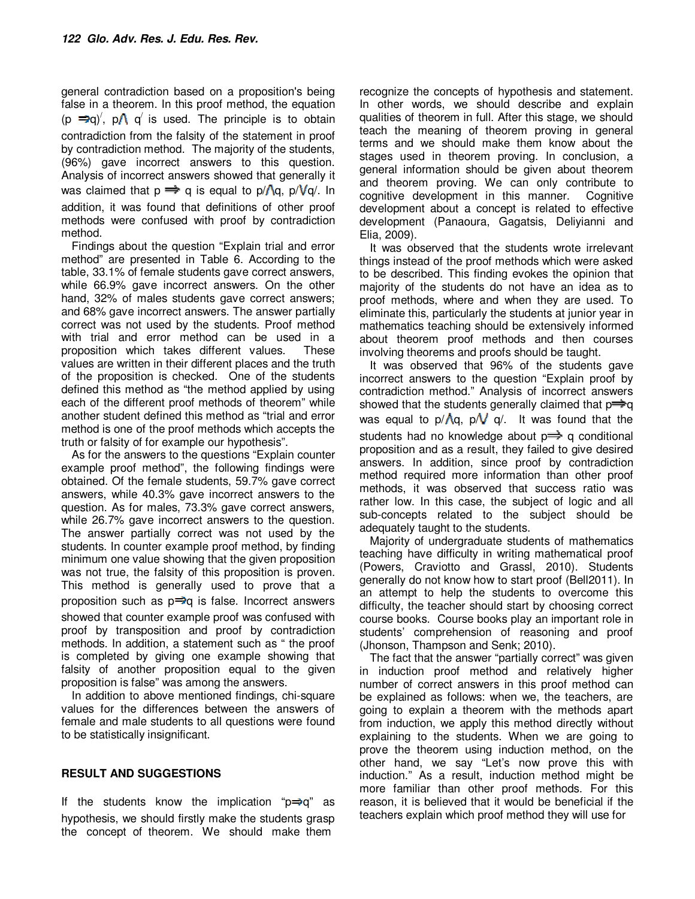general contradiction based on a proposition's being false in a theorem. In this proof method, the equation $(p \Rightarrow q)'$, $p \wedge q'$ is used. The principle is to obtain contradiction from the falsity of the statement in proof by contradiction method. The majority of the students, (96%) gave incorrect answers to this question. Analysis of incorrect answers showed that generally it was claimed that $p \Rightarrow q$ is equal to $p' \wedge q$, $p' \vee q'$. In addition, it was found that definitions of other proof methods were confused with proof by contradiction method.

Findings about the question "Explain trial and error method" are presented in Table 6. According to the table, 33.1% of female students gave correct answers, while 66.9% gave incorrect answers. On the other hand, 32% of males students gave correct answers; and 68% gave incorrect answers. The answer partially correct was not used by the students. Proof method with trial and error method can be used in a proposition which takes different values. These values are written in their different places and the truth of the proposition is checked. One of the students defined this method as "the method applied by using each of the different proof methods of theorem" while another student defined this method as "trial and error method is one of the proof methods which accepts the truth or falsity of for example our hypothesis".

As for the answers to the questions "Explain counter example proof method", the following findings were obtained. Of the female students, 59.7% gave correct answers, while 40.3% gave incorrect answers to the question. As for males, 73.3% gave correct answers, while 26.7% gave incorrect answers to the question. The answer partially correct was not used by the students. In counter example proof method, by finding minimum one value showing that the given proposition was not true, the falsity of this proposition is proven. This method is generally used to prove that a proposition such as $p \Rightarrow q$ is false. Incorrect answers showed that counter example proof was confused with proof by transposition and proof by contradiction methods. In addition, a statement such as " the proof is completed by giving one example showing that falsity of another proposition equal to the given proposition is false" was among the answers.

In addition to above mentioned findings, chi-square values for the differences between the answers of female and male students to all questions were found to be statistically insignificant.

## RESULT AND SUGGESTIONS

If the students know the implication "$p \Rightarrow q$" as hypothesis, we should firstly make the students grasp the concept of theorem. We should make them recognize the concepts of hypothesis and statement. In other words, we should describe and explain qualities of theorem in full. After this stage, we should teach the meaning of theorem proving in general terms and we should make them know about the stages used in theorem proving. In conclusion, a general information should be given about theorem and theorem proving. We can only contribute to cognitive development in this manner. Cognitive development about a concept is related to effective development (Panaoura, Gagatsis, Deliyianni and Elia, 2009).

It was observed that the students wrote irrelevant things instead of the proof methods which were asked to be described. This finding evokes the opinion that majority of the students do not have an idea as to proof methods, where and when they are used. To eliminate this, particularly the students at junior year in mathematics teaching should be extensively informed about theorem proof methods and then courses involving theorems and proofs should be taught.

It was observed that 96% of the students gave incorrect answers to the question "Explain proof by contradiction method." Analysis of incorrect answers showed that the students generally claimed that $p \Rightarrow q$ was equal to $p' \wedge q$, $p' \vee q'$. It was found that the students had no knowledge about $p \Rightarrow q$ conditional proposition and as a result, they failed to give desired answers. In addition, since proof by contradiction method required more information than other proof methods, it was observed that success ratio was rather low. In this case, the subject of logic and all sub-concepts related to the subject should be adequately taught to the students.

Majority of undergraduate students of mathematics teaching have difficulty in writing mathematical proof (Powers, Craviotto and Grassl, 2010). Students generally do not know how to start proof (Bell2011). In an attempt to help the students to overcome this difficulty, the teacher should start by choosing correct course books. Course books play an important role in students' comprehension of reasoning and proof (Jhonson, Thampson and Senk; 2010).

The fact that the answer "partially correct" was given in induction proof method and relatively higher number of correct answers in this proof method can be explained as follows: when we, the teachers, are going to explain a theorem with the methods apart from induction, we apply this method directly without explaining to the students. When we are going to prove the theorem using induction method, on the other hand, we say "Let's now prove this with induction." As a result, induction method might be more familiar than other proof methods. For this reason, it is believed that it would be beneficial if the teachers explain which proof method they will use for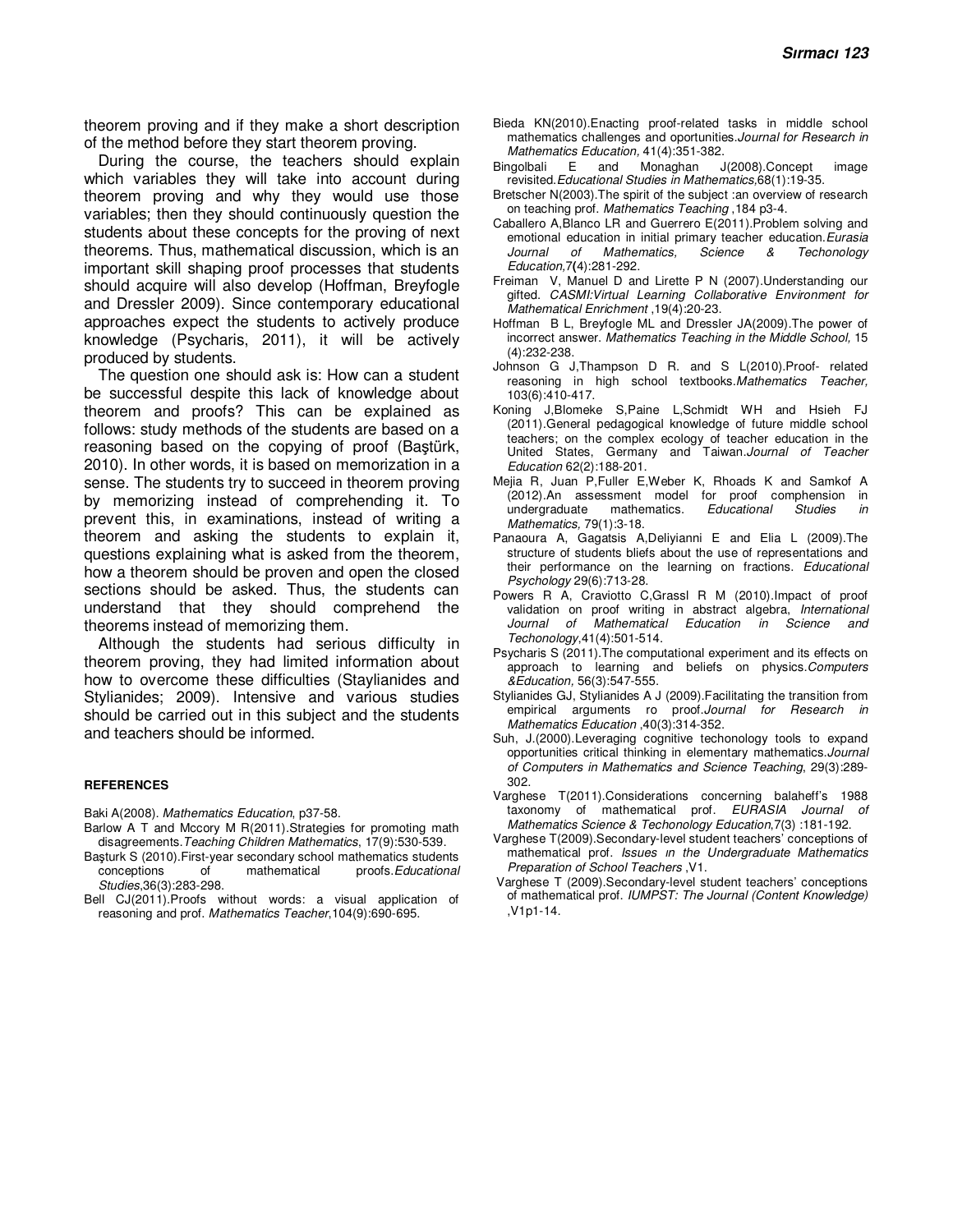theorem proving and if they make a short description of the method before they start theorem proving.

During the course, the teachers should explain which variables they will take into account during theorem proving and why they would use those variables; then they should continuously question the students about these concepts for the proving of next theorems. Thus, mathematical discussion, which is an important skill shaping proof processes that students should acquire will also develop (Hoffman, Breyfogle and Dressler 2009). Since contemporary educational approaches expect the students to actively produce knowledge (Psycharis, 2011), it will be actively produced by students.

The question one should ask is: How can a student be successful despite this lack of knowledge about theorem and proofs? This can be explained as follows: study methods of the students are based on a reasoning based on the copying of proof (Baştürk, 2010). In other words, it is based on memorization in a sense. The students try to succeed in theorem proving by memorizing instead of comprehending it. To prevent this, in examinations, instead of writing a theorem and asking the students to explain it, questions explaining what is asked from the theorem, how a theorem should be proven and open the closed sections should be asked. Thus, the students can understand that they should comprehend the theorems instead of memorizing them.

Although the students had serious difficulty in theorem proving, they had limited information about how to overcome these difficulties (Staylianides and Stylianides; 2009). Intensive and various studies should be carried out in this subject and the students and teachers should be informed.

## REFERENCES

Baki A(2008). *Mathematics Education*, p37-58.

Barlow A T and Mccory M R(2011).Strategies for promoting math disagreements.*Teaching Children Mathematics*, 17(9):530-539.

Başturk S (2010).First-year secondary school mathematics students conceptions of mathematical proofs.*Educational Studies*,36(3):283-298.

Bell CJ(2011).Proofs without words: a visual application of reasoning and prof. *Mathematics Teacher*,104(9):690-695.

Bieda KN(2010).Enacting proof-related tasks in middle school mathematics challenges and oportunities.*Journal for Research in Mathematics Education,* 41(4):351-382.

Bingolbali E and Monaghan J(2008).Concept image revisited.*Educational Studies in Mathematics*,68(1):19-35.

Bretscher N(2003).The spirit of the subject :an overview of research on teaching prof. *Mathematics Teaching* ,184 p3-4.

Caballero A,Blanco LR and Guerrero E(2011).Problem solving and emotional education in initial primary teacher education.*Eurasia Journal of Mathematics, Science & Techonology Education*,7(4):281-292.

Freiman V, Manuel D and Lirette P N (2007).Understanding our gifted. *CASMI:Virtual Learning Collaborative Environment for Mathematical Enrichment* ,19(4):20-23.

Hoffman B L, Breyfogle ML and Dressler JA(2009).The power of incorrect answer. *Mathematics Teaching in the Middle School,* 15 (4):232-238.

Johnson G J,Thampson D R. and S L(2010).Proof- related reasoning in high school textbooks.*Mathematics Teacher,* 103(6):410-417.

Koning J,Blomeke S,Paine L,Schmidt WH and Hsieh FJ (2011).General pedagogical knowledge of future middle school teachers; on the complex ecology of teacher education in the United States, Germany and Taiwan.*Journal of Teacher Education* 62(2):188-201.

Mejia R, Juan P,Fuller E,Weber K, Rhoads K and Samkof A (2012).An assessment model for proof comphension in undergraduate mathematics. *Educational Studies in Mathematics,* 79(1):3-18.

Panaoura A, Gagatsis A,Deliyianni E and Elia L (2009).The structure of students bliefs about the use of representations and their performance on the learning on fractions. *Educational Psychology* 29(6):713-28.

Powers R A, Craviotto C,Grassl R M (2010).Impact of proof validation on proof writing in abstract algebra, *International Journal of Mathematical Education in Science and Techonology*,41(4):501-514.

Psycharis S (2011).The computational experiment and its effects on approach to learning and beliefs on physics.*Computers &Education,* 56(3):547-555.

Stylianides GJ, Stylianides A J (2009).Facilitating the transition from empirical arguments ro proof.*Journal for Research in Mathematics Education* ,40(3):314-352.

Suh, J.(2000).Leveraging cognitive techonology tools to expand opportunities critical thinking in elementary mathematics.*Journal of Computers in Mathematics and Science Teaching*, 29(3):289-302.

Varghese T(2011).Considerations concerning balaheff's 1988 taxonomy of mathematical prof. *EURASIA Journal of Mathematics Science & Techonology Education*,7(3) :181-192.

Varghese T(2009).Secondary-level student teachers' conceptions of mathematical prof. *Issues ın the Undergraduate Mathematics Preparation of School Teachers* ,V1.

Varghese T (2009).Secondary-level student teachers' conceptions of mathematical prof. *IUMPST: The Journal (Content Knowledge)* ,V1p1-14.